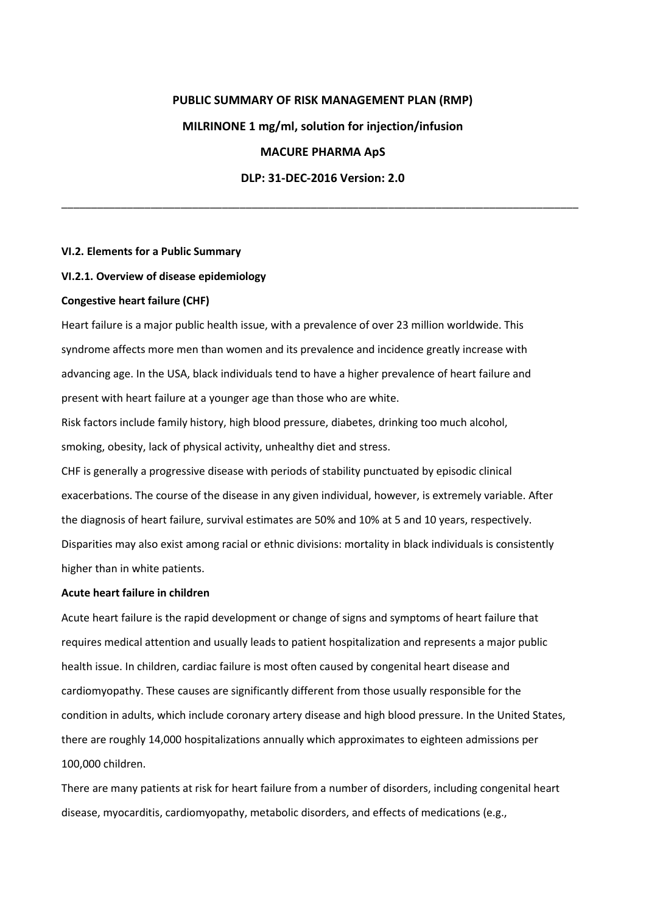**PUBLIC SUMMARY OF RISK MANAGEMENT PLAN (RMP)**

**MILRINONE 1 mg/ml, solution for injection/infusion**

**MACURE PHARMA ApS**

**DLP: 31-DEC-2016 Version: 2.0**

---

### VI.2. Elements for a Public Summary

### VI.2.1. Overview of disease epidemiology

**Congestive heart failure (CHF)**

Heart failure is a major public health issue, with a prevalence of over 23 million worldwide. This syndrome affects more men than women and its prevalence and incidence greatly increase with advancing age. In the USA, black individuals tend to have a higher prevalence of heart failure and present with heart failure at a younger age than those who are white.

Risk factors include family history, high blood pressure, diabetes, drinking too much alcohol, smoking, obesity, lack of physical activity, unhealthy diet and stress.

CHF is generally a progressive disease with periods of stability punctuated by episodic clinical exacerbations. The course of the disease in any given individual, however, is extremely variable. After the diagnosis of heart failure, survival estimates are 50% and 10% at 5 and 10 years, respectively. Disparities may also exist among racial or ethnic divisions: mortality in black individuals is consistently higher than in white patients.

**Acute heart failure in children**

Acute heart failure is the rapid development or change of signs and symptoms of heart failure that requires medical attention and usually leads to patient hospitalization and represents a major public health issue. In children, cardiac failure is most often caused by congenital heart disease and cardiomyopathy. These causes are significantly different from those usually responsible for the condition in adults, which include coronary artery disease and high blood pressure. In the United States, there are roughly 14,000 hospitalizations annually which approximates to eighteen admissions per 100,000 children.

There are many patients at risk for heart failure from a number of disorders, including congenital heart disease, myocarditis, cardiomyopathy, metabolic disorders, and effects of medications (e.g.,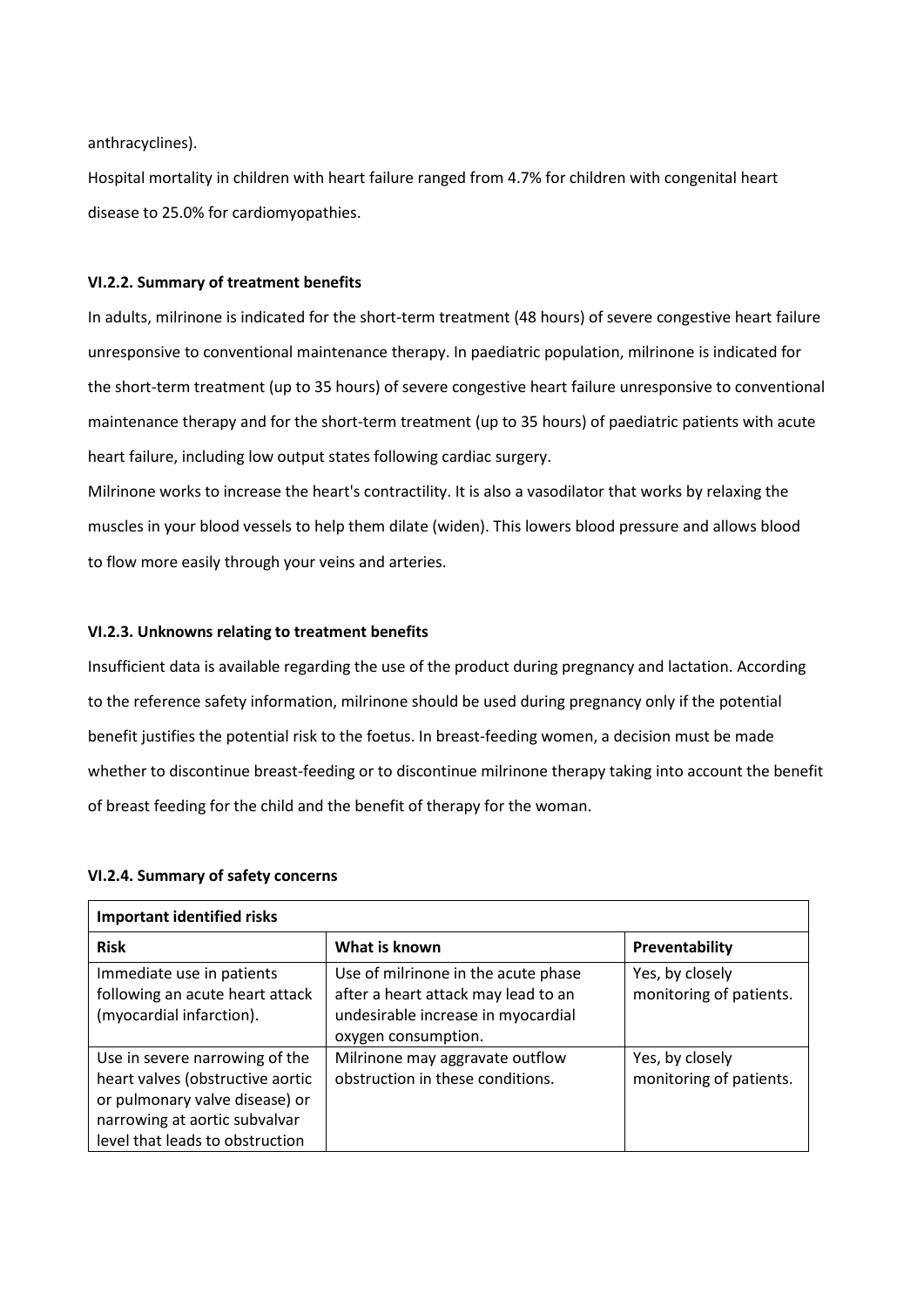anthracyclines).

Hospital mortality in children with heart failure ranged from 4.7% for children with congenital heart disease to 25.0% for cardiomyopathies.

#### VI.2.2. Summary of treatment benefits

In adults, milrinone is indicated for the short-term treatment (48 hours) of severe congestive heart failure unresponsive to conventional maintenance therapy. In paediatric population, milrinone is indicated for the short-term treatment (up to 35 hours) of severe congestive heart failure unresponsive to conventional maintenance therapy and for the short-term treatment (up to 35 hours) of paediatric patients with acute heart failure, including low output states following cardiac surgery.

Milrinone works to increase the heart's contractility. It is also a vasodilator that works by relaxing the muscles in your blood vessels to help them dilate (widen). This lowers blood pressure and allows blood to flow more easily through your veins and arteries.

#### VI.2.3. Unknowns relating to treatment benefits

Insufficient data is available regarding the use of the product during pregnancy and lactation. According to the reference safety information, milrinone should be used during pregnancy only if the potential benefit justifies the potential risk to the foetus. In breast-feeding women, a decision must be made whether to discontinue breast-feeding or to discontinue milrinone therapy taking into account the benefit of breast feeding for the child and the benefit of therapy for the woman.

#### VI.2.4. Summary of safety concerns

| **Important identified risks** | | |
|---|---|---|
| **Risk** | **What is known** | **Preventability** |
| Immediate use in patients following an acute heart attack (myocardial infarction). | Use of milrinone in the acute phase after a heart attack may lead to an undesirable increase in myocardial oxygen consumption. | Yes, by closely monitoring of patients. |
| Use in severe narrowing of the heart valves (obstructive aortic or pulmonary valve disease) or narrowing at aortic subvalvar level that leads to obstruction | Milrinone may aggravate outflow obstruction in these conditions. | Yes, by closely monitoring of patients. |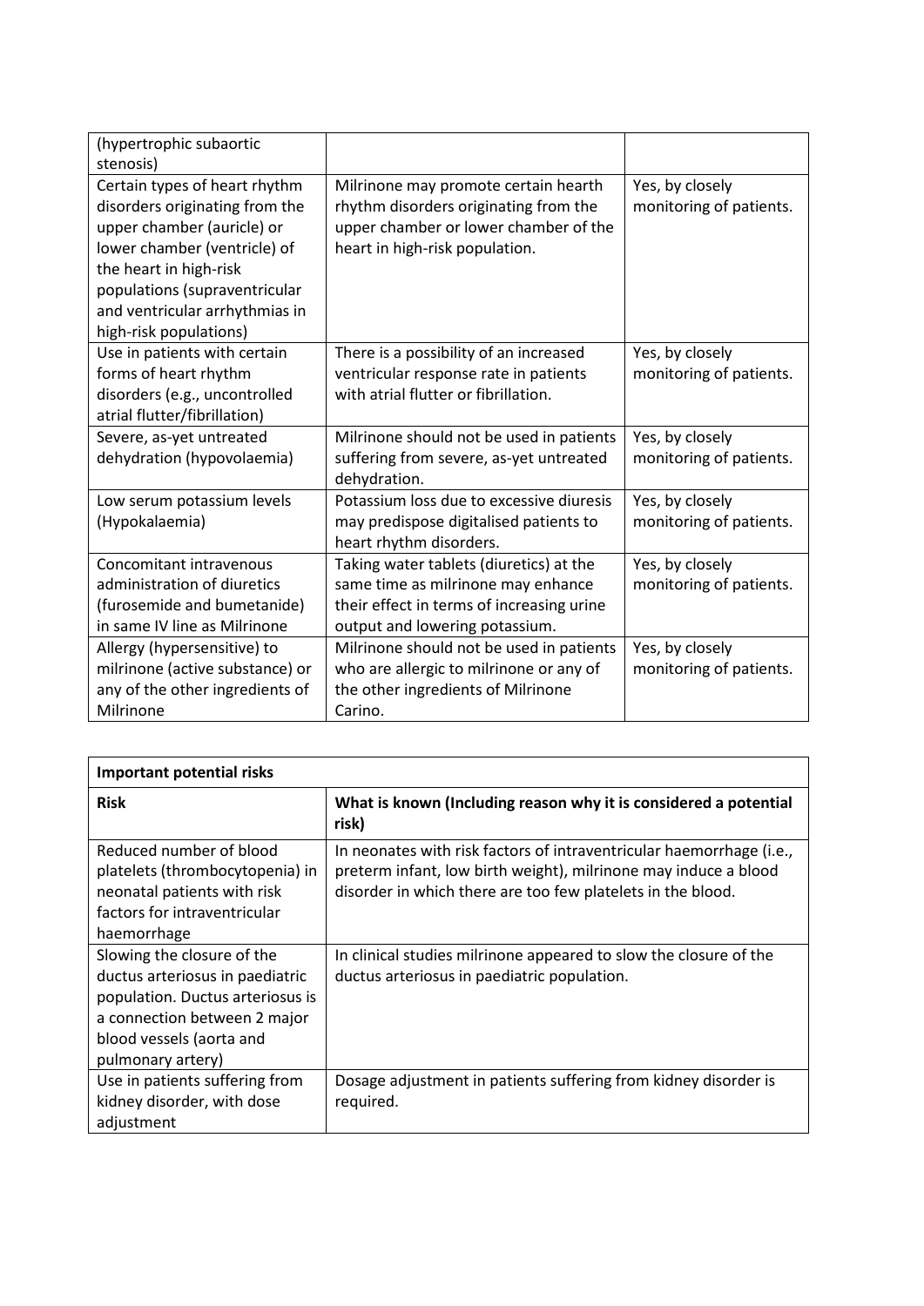| | | |
|---|---|---|
| (hypertrophic subaortic stenosis) | | |
| Certain types of heart rhythm disorders originating from the upper chamber (auricle) or lower chamber (ventricle) of the heart in high-risk populations (supraventricular and ventricular arrhythmias in high-risk populations) | Milrinone may promote certain hearth rhythm disorders originating from the upper chamber or lower chamber of the heart in high-risk population. | Yes, by closely monitoring of patients. |
| Use in patients with certain forms of heart rhythm disorders (e.g., uncontrolled atrial flutter/fibrillation) | There is a possibility of an increased ventricular response rate in patients with atrial flutter or fibrillation. | Yes, by closely monitoring of patients. |
| Severe, as-yet untreated dehydration (hypovolaemia) | Milrinone should not be used in patients suffering from severe, as-yet untreated dehydration. | Yes, by closely monitoring of patients. |
| Low serum potassium levels (Hypokalaemia) | Potassium loss due to excessive diuresis may predispose digitalised patients to heart rhythm disorders. | Yes, by closely monitoring of patients. |
| Concomitant intravenous administration of diuretics (furosemide and bumetanide) in same IV line as Milrinone | Taking water tablets (diuretics) at the same time as milrinone may enhance their effect in terms of increasing urine output and lowering potassium. | Yes, by closely monitoring of patients. |
| Allergy (hypersensitive) to milrinone (active substance) or any of the other ingredients of Milrinone | Milrinone should not be used in patients who are allergic to milrinone or any of the other ingredients of Milrinone Carino. | Yes, by closely monitoring of patients. |

| **Important potential risks** | |
|---|---|
| **Risk** | **What is known (Including reason why it is considered a potential risk)** |
| Reduced number of blood platelets (thrombocytopenia) in neonatal patients with risk factors for intraventricular haemorrhage | In neonates with risk factors of intraventricular haemorrhage (i.e., preterm infant, low birth weight), milrinone may induce a blood disorder in which there are too few platelets in the blood. |
| Slowing the closure of the ductus arteriosus in paediatric population. Ductus arteriosus is a connection between 2 major blood vessels (aorta and pulmonary artery) | In clinical studies milrinone appeared to slow the closure of the ductus arteriosus in paediatric population. |
| Use in patients suffering from kidney disorder, with dose adjustment | Dosage adjustment in patients suffering from kidney disorder is required. |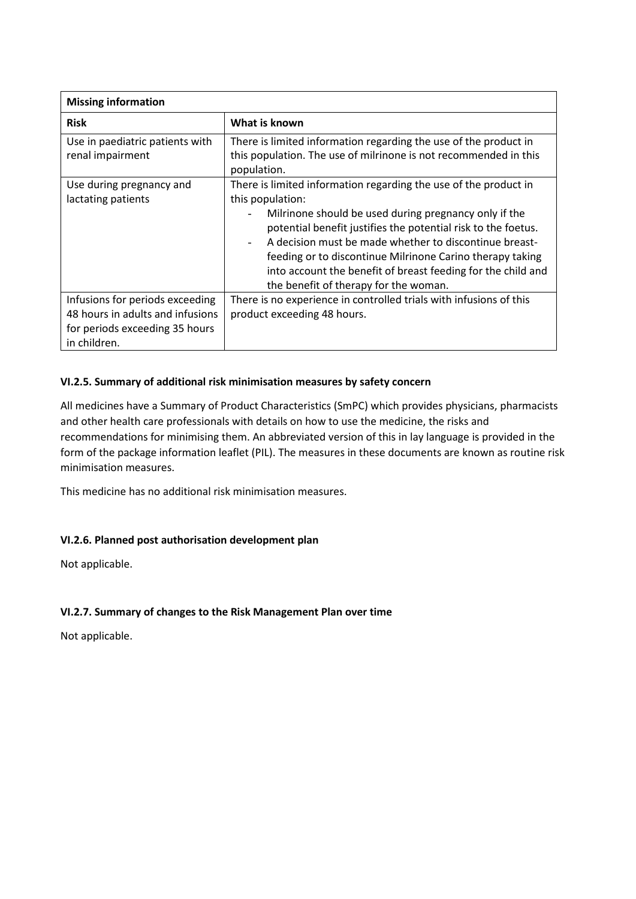| Missing information | |
|---|---|
| **Risk** | **What is known** |
| Use in paediatric patients with renal impairment | There is limited information regarding the use of the product in this population. The use of milrinone is not recommended in this population. |
| Use during pregnancy and lactating patients | There is limited information regarding the use of the product in this population:<br>- Milrinone should be used during pregnancy only if the potential benefit justifies the potential risk to the foetus.<br>- A decision must be made whether to discontinue breast-feeding or to discontinue Milrinone Carino therapy taking into account the benefit of breast feeding for the child and the benefit of therapy for the woman. |
| Infusions for periods exceeding 48 hours in adults and infusions for periods exceeding 35 hours in children. | There is no experience in controlled trials with infusions of this product exceeding 48 hours. |

#### VI.2.5. Summary of additional risk minimisation measures by safety concern

All medicines have a Summary of Product Characteristics (SmPC) which provides physicians, pharmacists and other health care professionals with details on how to use the medicine, the risks and recommendations for minimising them. An abbreviated version of this in lay language is provided in the form of the package information leaflet (PIL). The measures in these documents are known as routine risk minimisation measures.

This medicine has no additional risk minimisation measures.

#### VI.2.6. Planned post authorisation development plan

Not applicable.

#### VI.2.7. Summary of changes to the Risk Management Plan over time

Not applicable.